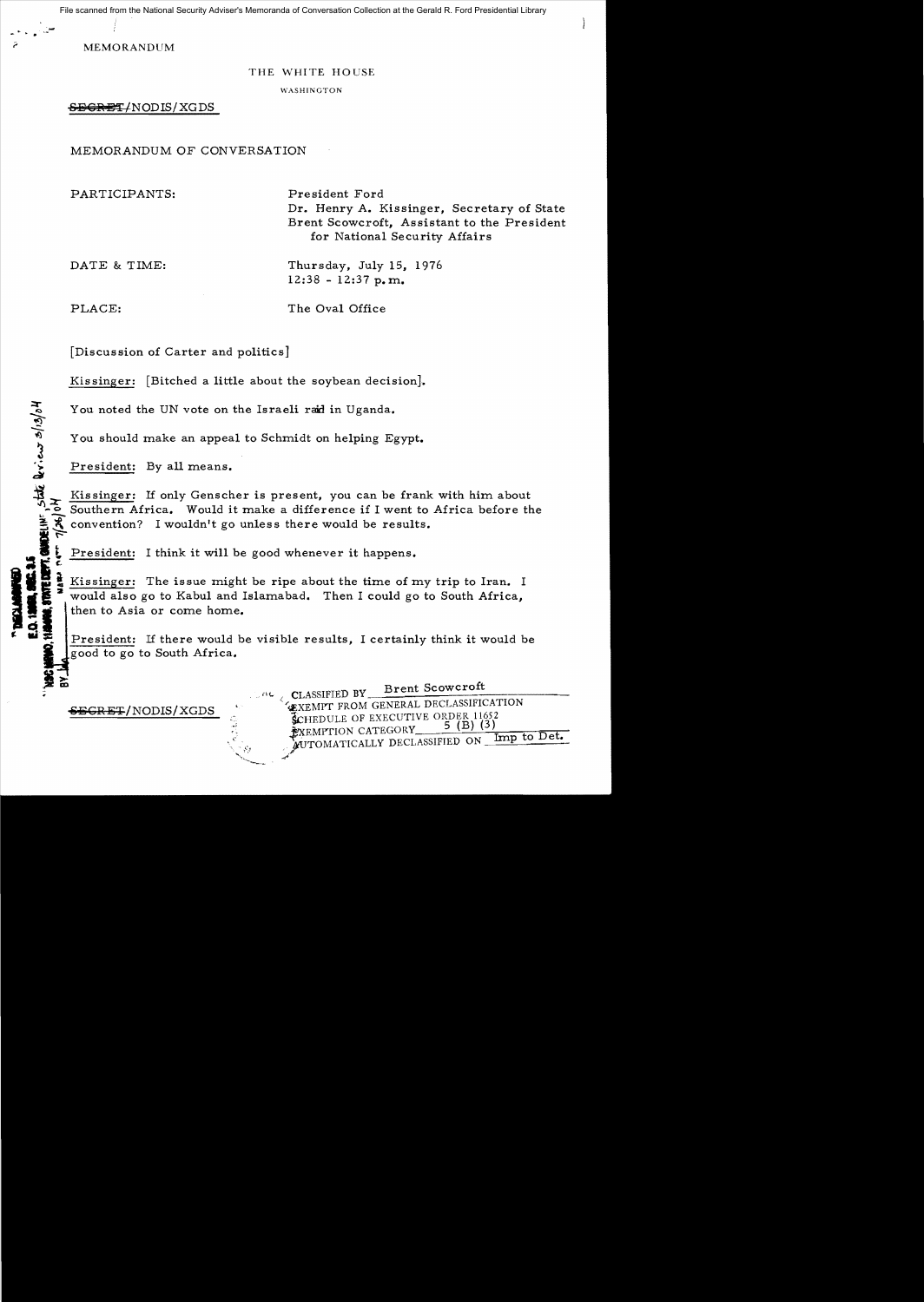MEMORANDUM

THE WHITE HOUSE

WASHINGTON

~~SECRET~~/NODIS/XGDS

MEMORANDUM OF CONVERSATION

PARTICIPANTS: President Ford
Dr. Henry A. Kissinger, Secretary of State
Brent Scowcroft, Assistant to the President for National Security Affairs

DATE & TIME: Thursday, July 15, 1976
12:38 - 12:37 p.m.

PLACE: The Oval Office

[Discussion of Carter and politics]

Kissinger: [Bitched a little about the soybean decision].

You noted the UN vote on the Israeli raid in Uganda.

You should make an appeal to Schmidt on helping Egypt.

President: By all means.

Kissinger: If only Genscher is present, you can be frank with him about Southern Africa. Would it make a difference if I went to Africa before the convention? I wouldn't go unless there would be results.

President: I think it will be good whenever it happens.

Kissinger: The issue might be ripe about the time of my trip to Iran. I would also go to Kabul and Islamabad. Then I could go to South Africa, then to Asia or come home.

President: If there would be visible results, I certainly think it would be good to go to South Africa.

DECLASSIFIED
E.O. 12958, SEC. 3.5
NSC MEMO, 11/24/98, STATE DEPT. GUIDELINES, State Review 3/13/04
BY ___ NARA, DATE 7/26/04

~~SECRET~~/NODIS/XGDS

CLASSIFIED BY Brent Scowcroft
EXEMPT FROM GENERAL DECLASSIFICATION
SCHEDULE OF EXECUTIVE ORDER 11652
EXEMPTION CATEGORY 5 (B) (3)
AUTOMATICALLY DECLASSIFIED ON Imp to Det.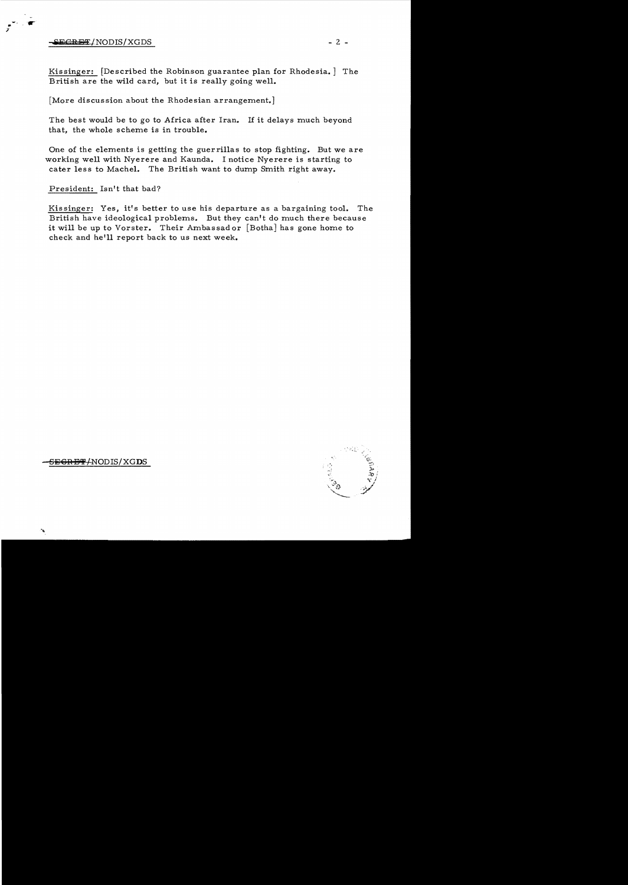Kissinger: [Described the Robinson guarantee plan for Rhodesia.] The British are the wild card, but it is really going well.

[More discussion about the Rhodesian arrangement.]

The best would be to go to Africa after Iran. If it delays much beyond that, the whole scheme is in trouble.

One of the elements is getting the guerrillas to stop fighting. But we are working well with Nyerere and Kaunda. I notice Nyerere is starting to cater less to Machel. The British want to dump Smith right away.

President: Isn't that bad?

Kissinger: Yes, it's better to use his departure as a bargaining tool. The British have ideological problems. But they can't do much there because it will be up to Vorster. Their Ambassador [Botha] has gone home to check and he'll report back to us next week.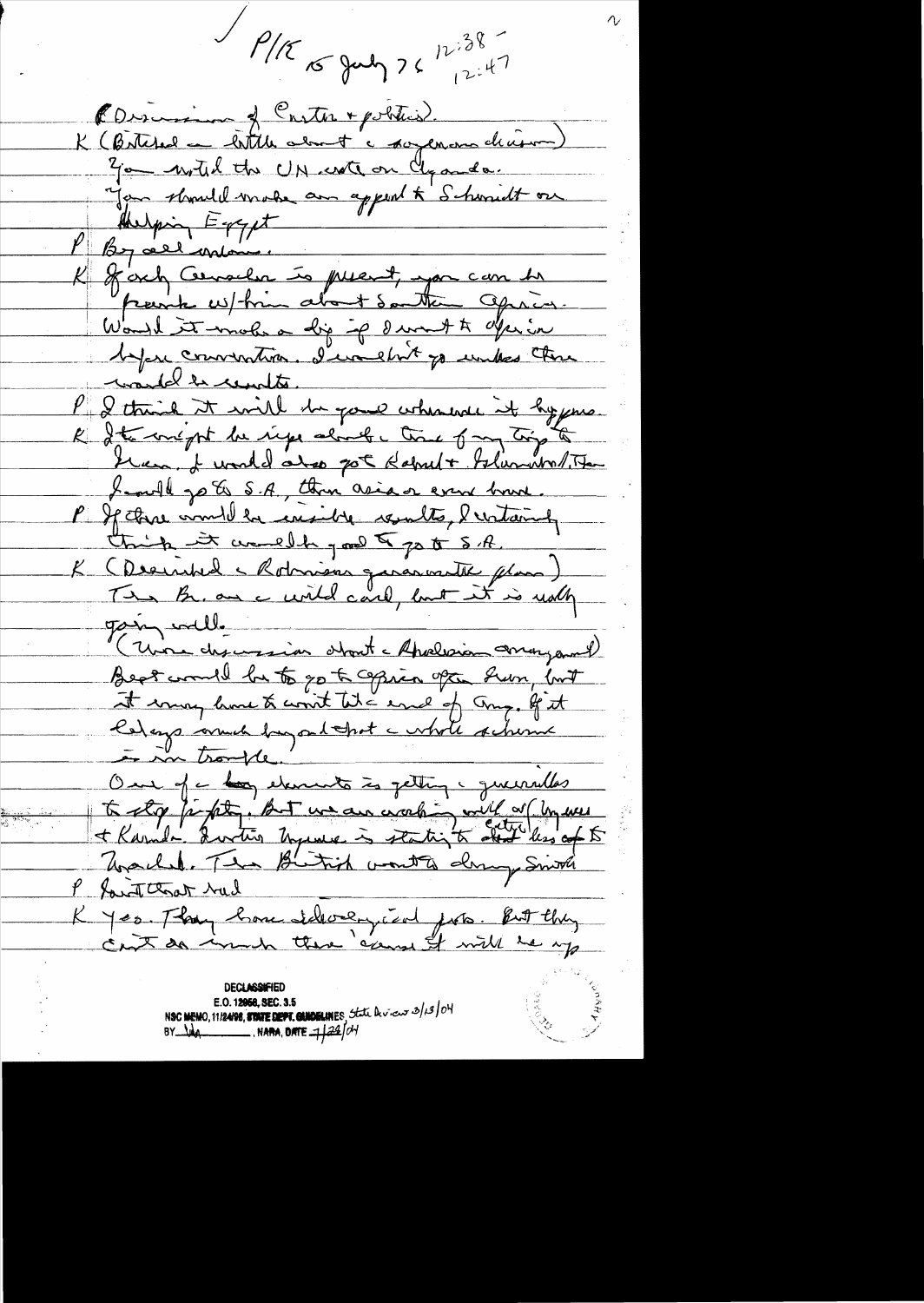P/K 15 July 76 12:38 - 12:47

(Discussion of Carter + politics).

K (Briefed on little about the Japanese decision) You noted the UN vote on Uganda. You should make an appeal to Schmidt on helping Egypt

P By all means.

K If only Crosland is present, you can be frank w/him about Southern Africa. Would it make a dif if I went to Africa before convention. I wouldn't go unless there would be results.

P I think it will be good whenever it happens.

K It might be ripe about the time of my trip to Iran. I would also got Kabul + Islamabad. Then I would go to S.A, then Asia or come home.

P If there would be visible results, I certainly think it would be good to go to S.A.

K (Described the Robinson guarantee plan) The Br. are a wild card, but it is really going well.

(More discussion about the Rhodesian arrangement)

Best would be to go to Africa after Iran, but it may have to wait til the end of Aug. If it delays much beyond that the whole scheme is in trouble.

One of the key elements is getting the guerrillas to stop fighting. But we are working with Nyerere + Kaunda. Kaunda Nyerere is starting to [?] less of [?] Machel. The British want to dump Smith

P Isn't that bad

K Yes. They have ideological goals. But they can't do much there cause it will be up

DECLASSIFIED
E.O. 12958, SEC. 3.5
NSC MEMO, 11/24/98, STATE DEPT. GUIDELINES, State Review 3/13/04
BY [?] NARA, DATE 7/28/04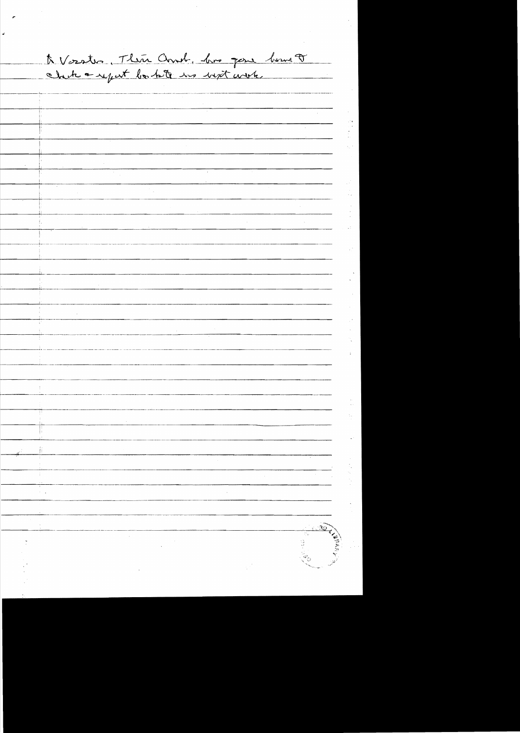To Vorster. Their Amb. has gone home to check & report back to me next week.